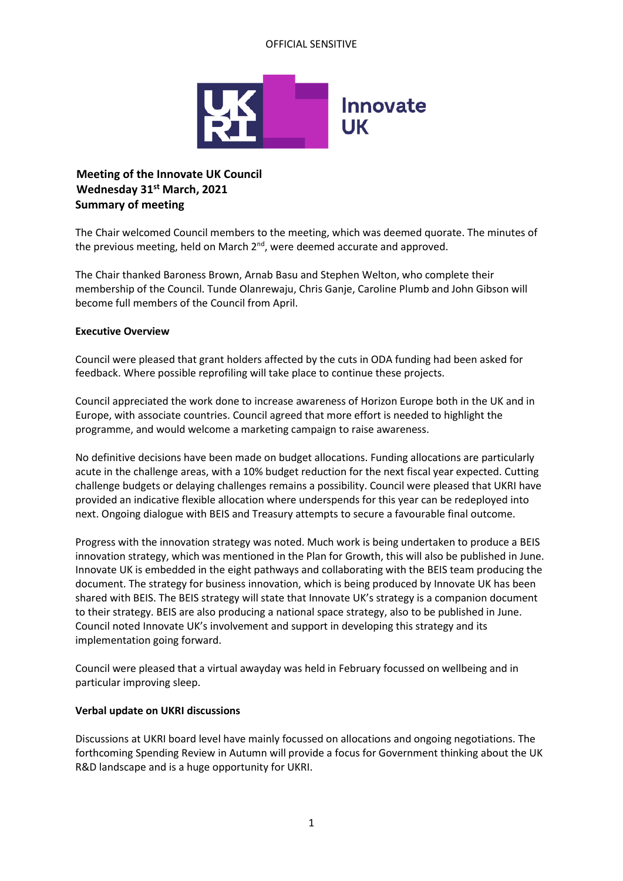OFFICIAL SENSITIVE

# Meeting of the Innovate UK Council
**Wednesday 31st March, 2021**
**Summary of meeting**

The Chair welcomed Council members to the meeting, which was deemed quorate. The minutes of the previous meeting, held on March 2nd, were deemed accurate and approved.

The Chair thanked Baroness Brown, Arnab Basu and Stephen Welton, who complete their membership of the Council. Tunde Olanrewaju, Chris Ganje, Caroline Plumb and John Gibson will become full members of the Council from April.

## Executive Overview

Council were pleased that grant holders affected by the cuts in ODA funding had been asked for feedback. Where possible reprofiling will take place to continue these projects.

Council appreciated the work done to increase awareness of Horizon Europe both in the UK and in Europe, with associate countries. Council agreed that more effort is needed to highlight the programme, and would welcome a marketing campaign to raise awareness.

No definitive decisions have been made on budget allocations. Funding allocations are particularly acute in the challenge areas, with a 10% budget reduction for the next fiscal year expected. Cutting challenge budgets or delaying challenges remains a possibility. Council were pleased that UKRI have provided an indicative flexible allocation where underspends for this year can be redeployed into next. Ongoing dialogue with BEIS and Treasury attempts to secure a favourable final outcome.

Progress with the innovation strategy was noted. Much work is being undertaken to produce a BEIS innovation strategy, which was mentioned in the Plan for Growth, this will also be published in June. Innovate UK is embedded in the eight pathways and collaborating with the BEIS team producing the document. The strategy for business innovation, which is being produced by Innovate UK has been shared with BEIS. The BEIS strategy will state that Innovate UK's strategy is a companion document to their strategy. BEIS are also producing a national space strategy, also to be published in June. Council noted Innovate UK's involvement and support in developing this strategy and its implementation going forward.

Council were pleased that a virtual awayday was held in February focussed on wellbeing and in particular improving sleep.

## Verbal update on UKRI discussions

Discussions at UKRI board level have mainly focussed on allocations and ongoing negotiations. The forthcoming Spending Review in Autumn will provide a focus for Government thinking about the UK R&D landscape and is a huge opportunity for UKRI.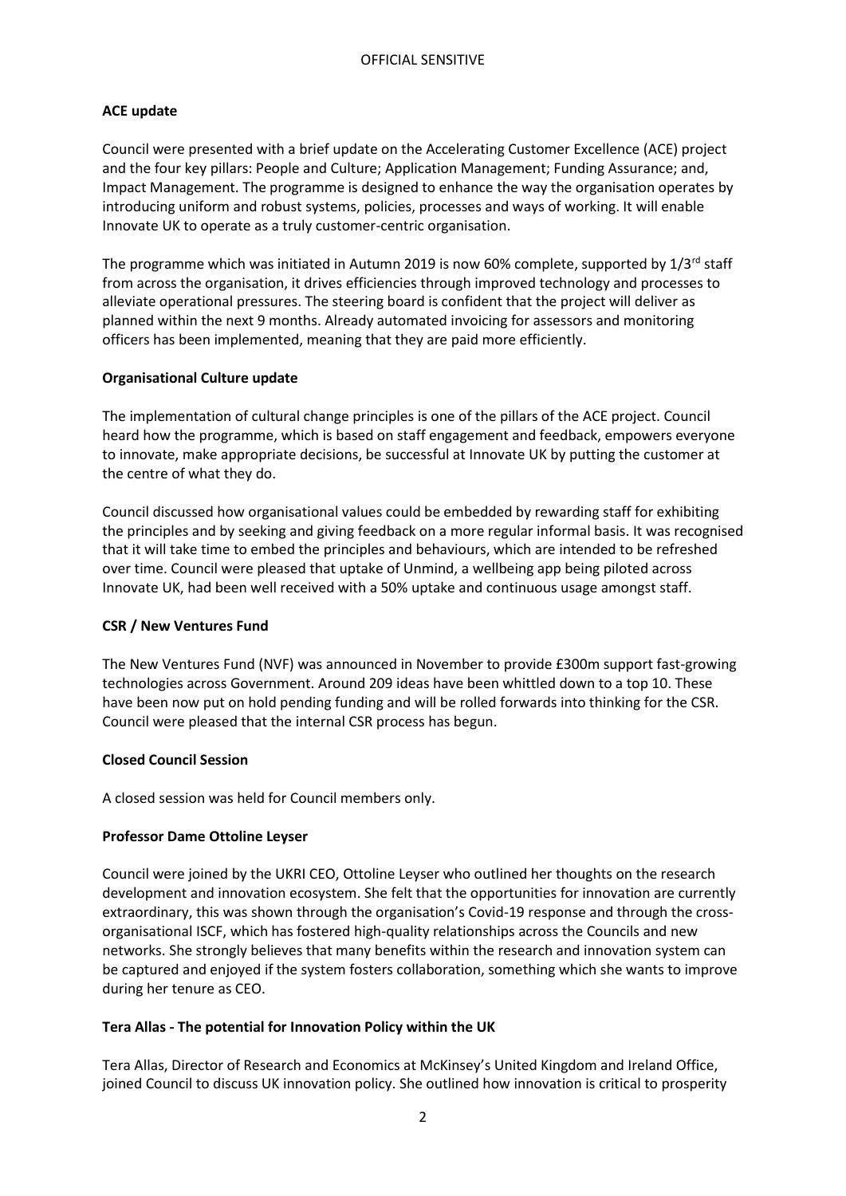**ACE update**

Council were presented with a brief update on the Accelerating Customer Excellence (ACE) project and the four key pillars: People and Culture; Application Management; Funding Assurance; and, Impact Management. The programme is designed to enhance the way the organisation operates by introducing uniform and robust systems, policies, processes and ways of working. It will enable Innovate UK to operate as a truly customer-centric organisation.

The programme which was initiated in Autumn 2019 is now 60% complete, supported by 1/3rd staff from across the organisation, it drives efficiencies through improved technology and processes to alleviate operational pressures. The steering board is confident that the project will deliver as planned within the next 9 months. Already automated invoicing for assessors and monitoring officers has been implemented, meaning that they are paid more efficiently.

**Organisational Culture update**

The implementation of cultural change principles is one of the pillars of the ACE project. Council heard how the programme, which is based on staff engagement and feedback, empowers everyone to innovate, make appropriate decisions, be successful at Innovate UK by putting the customer at the centre of what they do.

Council discussed how organisational values could be embedded by rewarding staff for exhibiting the principles and by seeking and giving feedback on a more regular informal basis. It was recognised that it will take time to embed the principles and behaviours, which are intended to be refreshed over time. Council were pleased that uptake of Unmind, a wellbeing app being piloted across Innovate UK, had been well received with a 50% uptake and continuous usage amongst staff.

**CSR / New Ventures Fund**

The New Ventures Fund (NVF) was announced in November to provide £300m support fast-growing technologies across Government. Around 209 ideas have been whittled down to a top 10. These have been now put on hold pending funding and will be rolled forwards into thinking for the CSR. Council were pleased that the internal CSR process has begun.

**Closed Council Session**

A closed session was held for Council members only.

**Professor Dame Ottoline Leyser**

Council were joined by the UKRI CEO, Ottoline Leyser who outlined her thoughts on the research development and innovation ecosystem. She felt that the opportunities for innovation are currently extraordinary, this was shown through the organisation's Covid-19 response and through the cross-organisational ISCF, which has fostered high-quality relationships across the Councils and new networks. She strongly believes that many benefits within the research and innovation system can be captured and enjoyed if the system fosters collaboration, something which she wants to improve during her tenure as CEO.

**Tera Allas - The potential for Innovation Policy within the UK**

Tera Allas, Director of Research and Economics at McKinsey's United Kingdom and Ireland Office, joined Council to discuss UK innovation policy. She outlined how innovation is critical to prosperity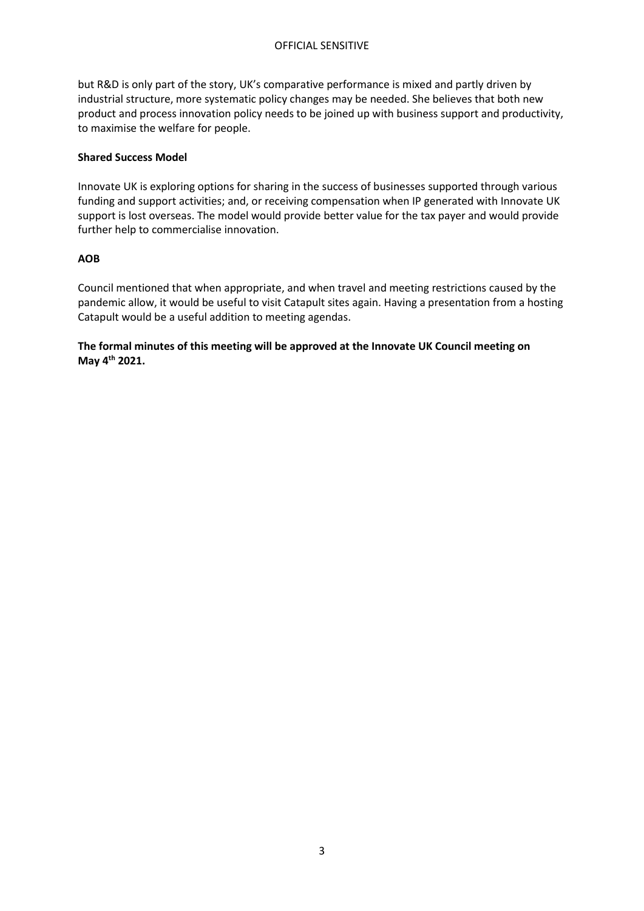but R&D is only part of the story, UK's comparative performance is mixed and partly driven by industrial structure, more systematic policy changes may be needed. She believes that both new product and process innovation policy needs to be joined up with business support and productivity, to maximise the welfare for people.

**Shared Success Model**

Innovate UK is exploring options for sharing in the success of businesses supported through various funding and support activities; and, or receiving compensation when IP generated with Innovate UK support is lost overseas. The model would provide better value for the tax payer and would provide further help to commercialise innovation.

**AOB**

Council mentioned that when appropriate, and when travel and meeting restrictions caused by the pandemic allow, it would be useful to visit Catapult sites again. Having a presentation from a hosting Catapult would be a useful addition to meeting agendas.

**The formal minutes of this meeting will be approved at the Innovate UK Council meeting on May 4th 2021.**